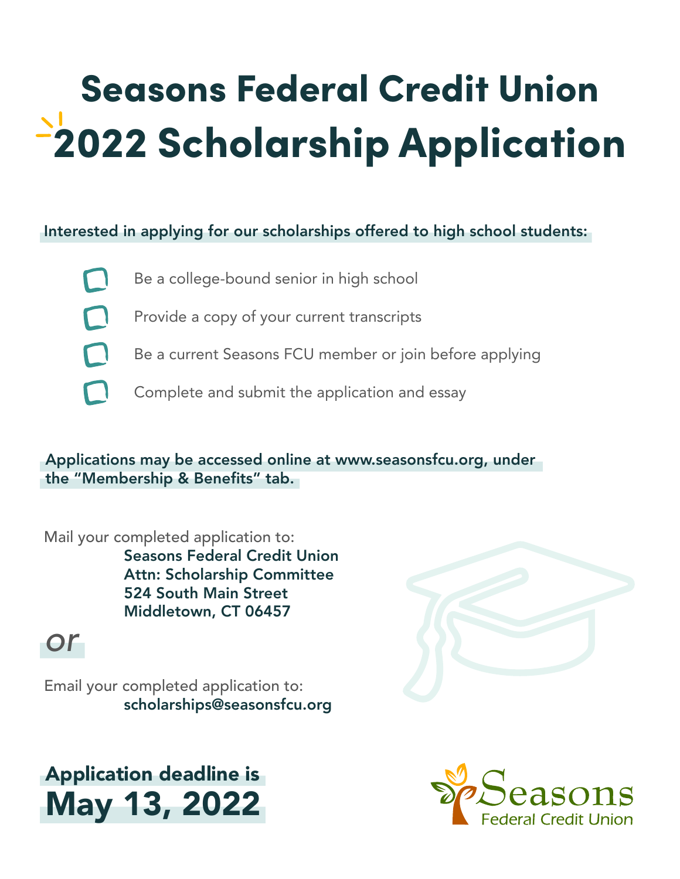# Seasons Federal Credit Union
# 2022 Scholarship Application

**Interested in applying for our scholarships offered to high school students:**

- Be a college-bound senior in high school
- Provide a copy of your current transcripts
- Be a current Seasons FCU member or join before applying
- Complete and submit the application and essay

**Applications may be accessed online at www.seasonsfcu.org, under the "Membership & Benefits" tab.**

Mail your completed application to:

**Seasons Federal Credit Union**
**Attn: Scholarship Committee**
**524 South Main Street**
**Middletown, CT 06457**

*or*

Email your completed application to:

**scholarships@seasonsfcu.org**

## Application deadline is
# May 13, 2022

Seasons
Federal Credit Union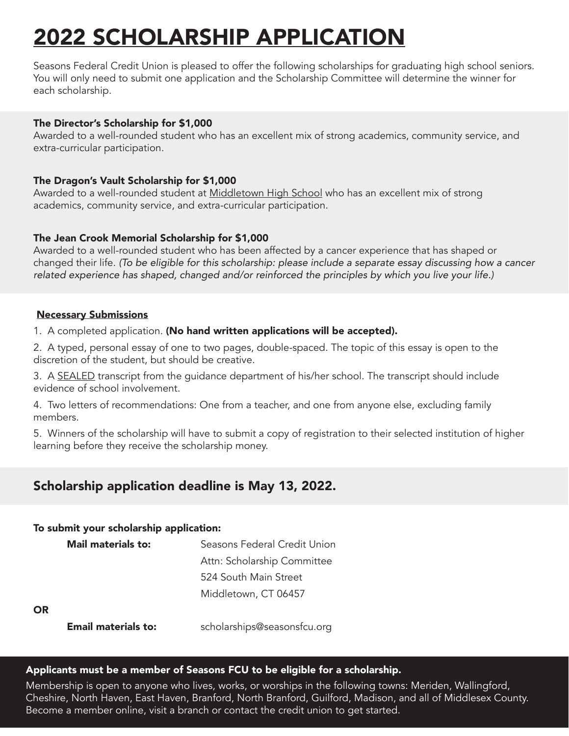# 2022 SCHOLARSHIP APPLICATION

Seasons Federal Credit Union is pleased to offer the following scholarships for graduating high school seniors. You will only need to submit one application and the Scholarship Committee will determine the winner for each scholarship.

**The Director's Scholarship for $1,000**
Awarded to a well-rounded student who has an excellent mix of strong academics, community service, and extra-curricular participation.

**The Dragon's Vault Scholarship for $1,000**
Awarded to a well-rounded student at Middletown High School who has an excellent mix of strong academics, community service, and extra-curricular participation.

**The Jean Crook Memorial Scholarship for $1,000**
Awarded to a well-rounded student who has been affected by a cancer experience that has shaped or changed their life. *(To be eligible for this scholarship: please include a separate essay discussing how a cancer related experience has shaped, changed and/or reinforced the principles by which you live your life.)*

**Necessary Submissions**

1. A completed application. **(No hand written applications will be accepted).**
2. A typed, personal essay of one to two pages, double-spaced. The topic of this essay is open to the discretion of the student, but should be creative.
3. A SEALED transcript from the guidance department of his/her school. The transcript should include evidence of school involvement.
4. Two letters of recommendations: One from a teacher, and one from anyone else, excluding family members.
5. Winners of the scholarship will have to submit a copy of registration to their selected institution of higher learning before they receive the scholarship money.

## Scholarship application deadline is May 13, 2022.

**To submit your scholarship application:**

**Mail materials to:**
Seasons Federal Credit Union
Attn: Scholarship Committee
524 South Main Street
Middletown, CT 06457

**OR**

**Email materials to:** scholarships@seasonsfcu.org

**Applicants must be a member of Seasons FCU to be eligible for a scholarship.**

Membership is open to anyone who lives, works, or worships in the following towns: Meriden, Wallingford, Cheshire, North Haven, East Haven, Branford, North Branford, Guilford, Madison, and all of Middlesex County. Become a member online, visit a branch or contact the credit union to get started.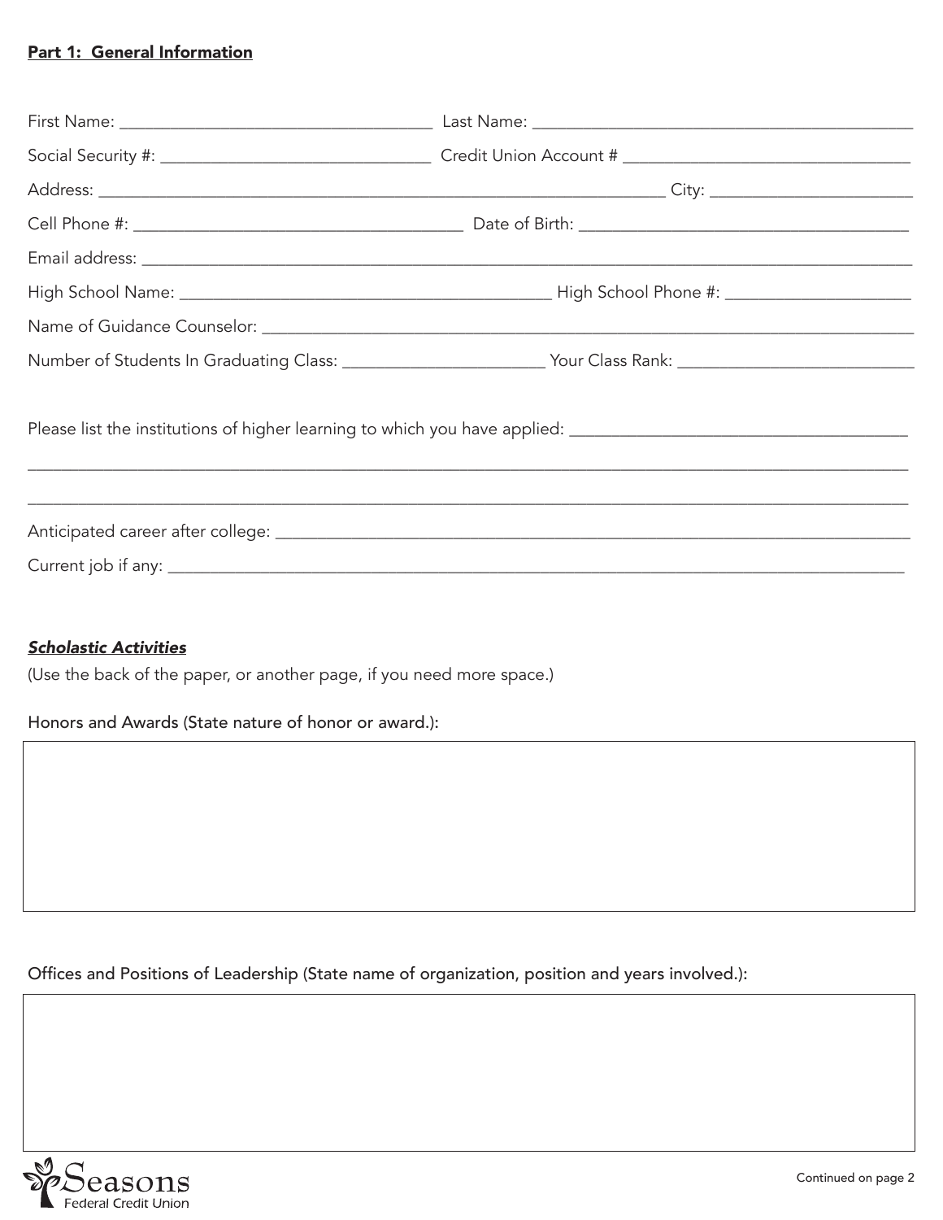**Part 1: General Information**

First Name: ____________________________________ Last Name: ____________________________________________

Social Security #: _______________________________ Credit Union Account # _________________________________

Address: _________________________________________________________________ City: _______________________

Cell Phone #: ______________________________________ Date of Birth: _____________________________________

Email address: _____________________________________________________________________________________

High School Name: __________________________________________ High School Phone #: _____________________

Name of Guidance Counselor: __________________________________________________________________________

Number of Students In Graduating Class: _______________________ Your Class Rank: ___________________________

Please list the institutions of higher learning to which you have applied: ______________________________________

_________________________________________________________________________________________________

_________________________________________________________________________________________________

Anticipated career after college: _______________________________________________________________________

Current job if any: __________________________________________________________________________________

***Scholastic Activities***

(Use the back of the paper, or another page, if you need more space.)

Honors and Awards (State nature of honor or award.):

| |
|---|
| |

Offices and Positions of Leadership (State name of organization, position and years involved.):

| |
|---|
| |

Seasons Federal Credit Union

Continued on page 2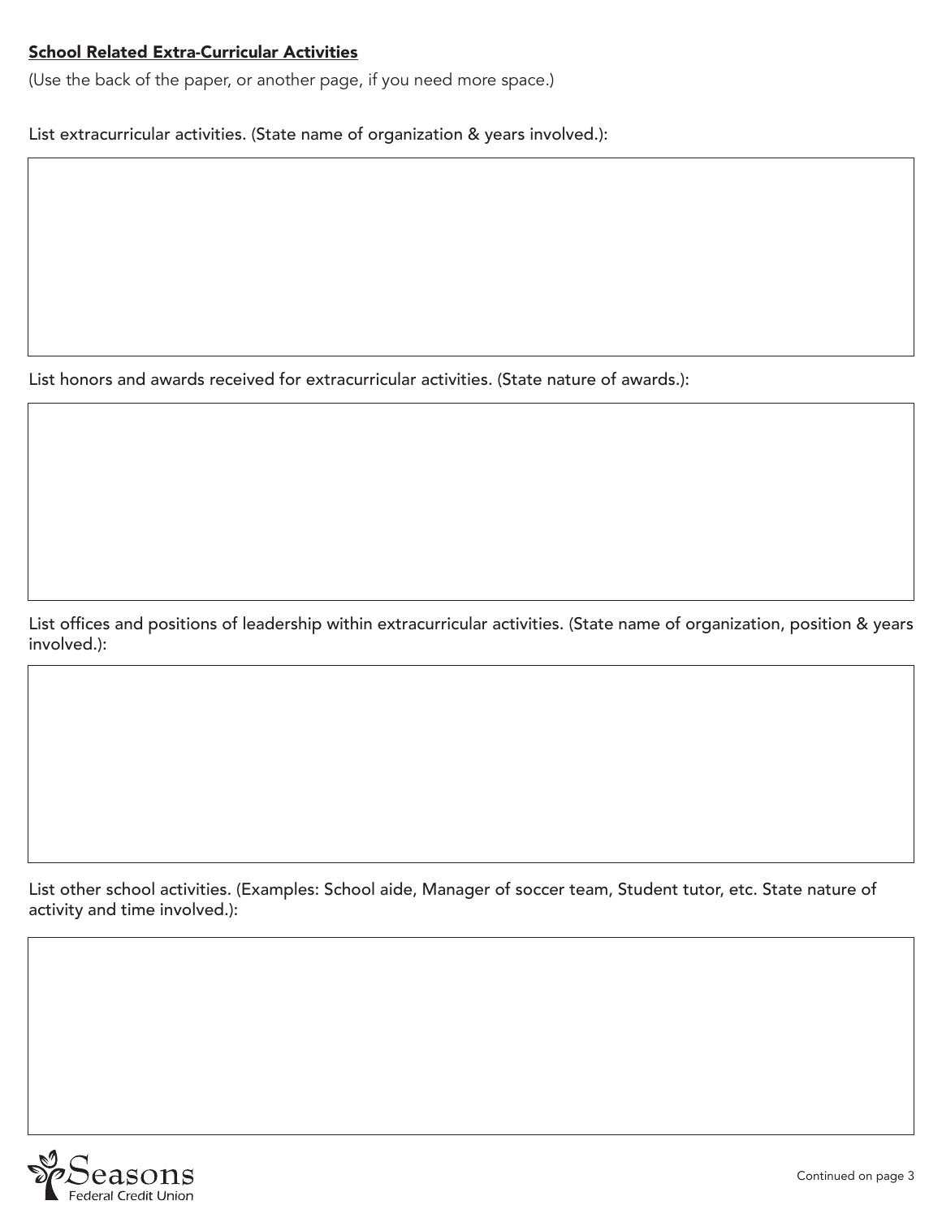**School Related Extra-Curricular Activities**

(Use the back of the paper, or another page, if you need more space.)

List extracurricular activities. (State name of organization & years involved.):

List honors and awards received for extracurricular activities. (State nature of awards.):

List offices and positions of leadership within extracurricular activities. (State name of organization, position & years involved.):

List other school activities. (Examples: School aide, Manager of soccer team, Student tutor, etc. State nature of activity and time involved.):

Continued on page 3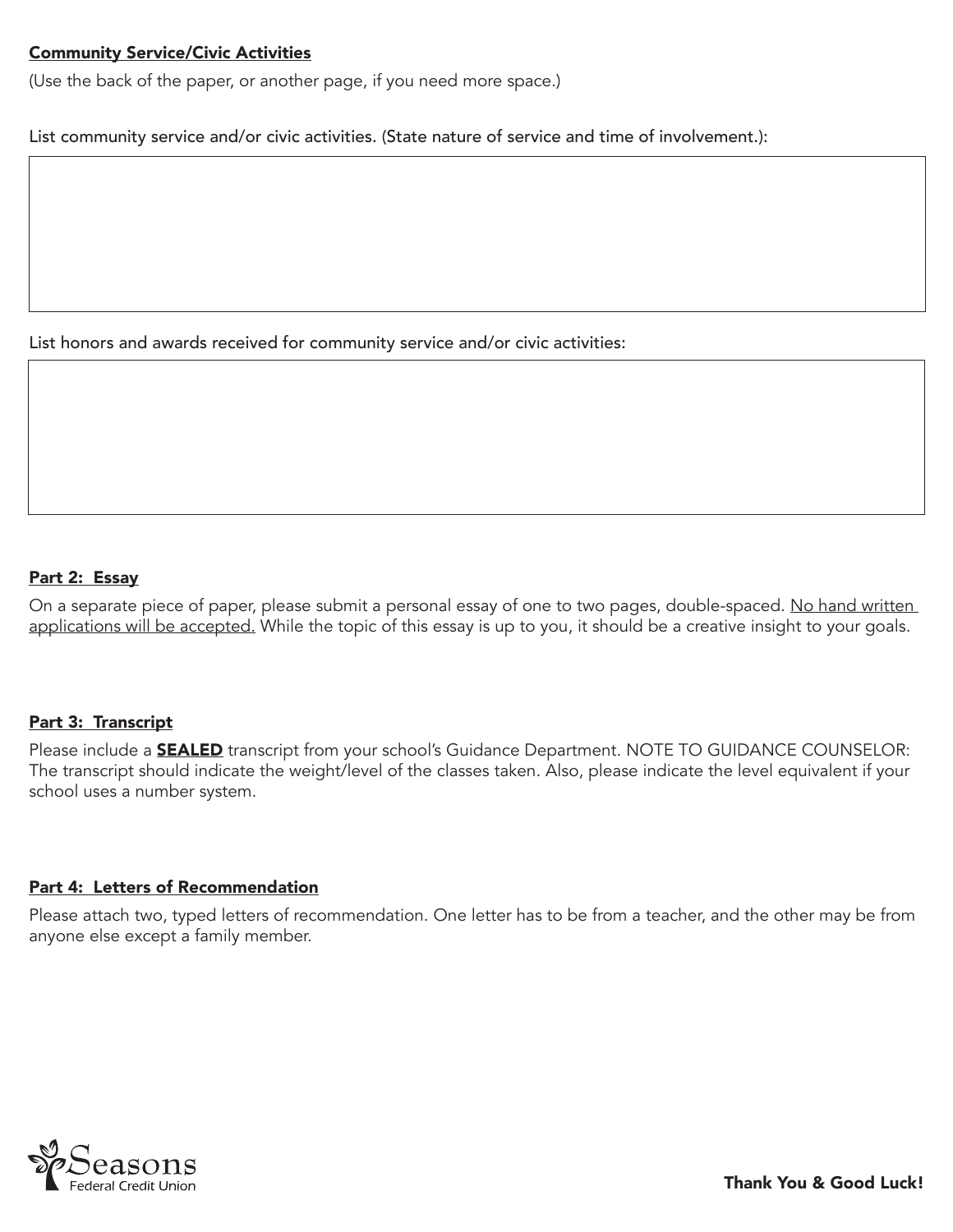**Community Service/Civic Activities**

(Use the back of the paper, or another page, if you need more space.)

List community service and/or civic activities. (State nature of service and time of involvement.):

List honors and awards received for community service and/or civic activities:

**Part 2: Essay**

On a separate piece of paper, please submit a personal essay of one to two pages, double-spaced. No hand written applications will be accepted. While the topic of this essay is up to you, it should be a creative insight to your goals.

**Part 3: Transcript**

Please include a **SEALED** transcript from your school's Guidance Department. NOTE TO GUIDANCE COUNSELOR: The transcript should indicate the weight/level of the classes taken. Also, please indicate the level equivalent if your school uses a number system.

**Part 4: Letters of Recommendation**

Please attach two, typed letters of recommendation. One letter has to be from a teacher, and the other may be from anyone else except a family member.

Seasons Federal Credit Union

**Thank You & Good Luck!**